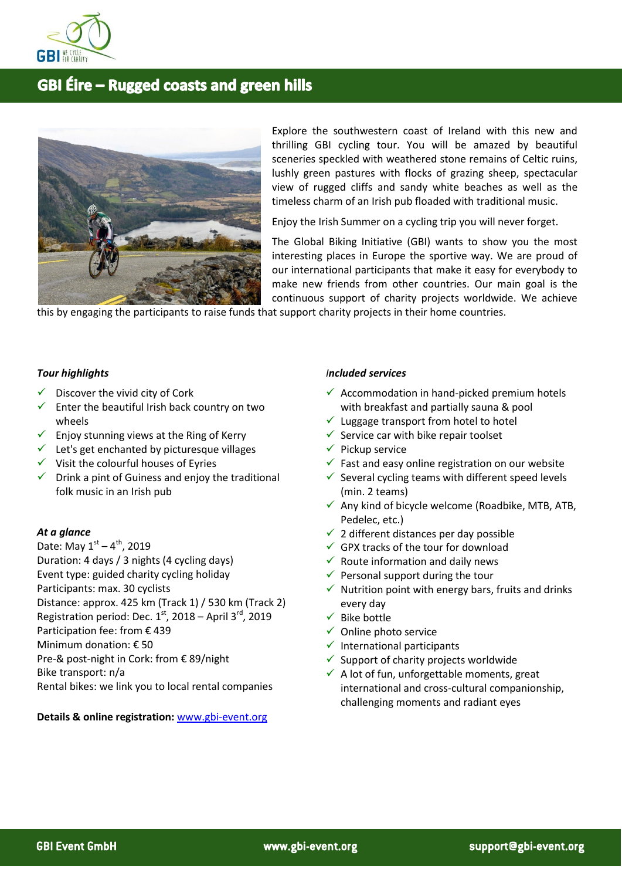# GBI Éire – Rugged coasts and green hills

Explore the southwestern coast of Ireland with this new and thrilling GBI cycling tour. You will be amazed by beautiful sceneries speckled with weathered stone remains of Celtic ruins, lushly green pastures with flocks of grazing sheep, spectacular view of rugged cliffs and sandy white beaches as well as the timeless charm of an Irish pub floaded with traditional music.

Enjoy the Irish Summer on a cycling trip you will never forget.

The Global Biking Initiative (GBI) wants to show you the most interesting places in Europe the sportive way. We are proud of our international participants that make it easy for everybody to make new friends from other countries. Our main goal is the continuous support of charity projects worldwide. We achieve this by engaging the participants to raise funds that support charity projects in their home countries.

***Tour highlights***

- ✓ Discover the vivid city of Cork
- ✓ Enter the beautiful Irish back country on two wheels
- ✓ Enjoy stunning views at the Ring of Kerry
- ✓ Let's get enchanted by picturesque villages
- ✓ Visit the colourful houses of Eyries
- ✓ Drink a pint of Guiness and enjoy the traditional folk music in an Irish pub

***At a glance***

Date: May 1st – 4th, 2019  
Duration: 4 days / 3 nights (4 cycling days)  
Event type: guided charity cycling holiday  
Participants: max. 30 cyclists  
Distance: approx. 425 km (Track 1) / 530 km (Track 2)  
Registration period: Dec. 1st, 2018 – April 3rd, 2019  
Participation fee: from € 439  
Minimum donation: € 50  
Pre-& post-night in Cork: from € 89/night  
Bike transport: n/a  
Rental bikes: we link you to local rental companies

**Details & online registration:** [www.gbi-event.org](http://www.gbi-event.org)

***Included services***

- ✓ Accommodation in hand-picked premium hotels with breakfast and partially sauna & pool
- ✓ Luggage transport from hotel to hotel
- ✓ Service car with bike repair toolset
- ✓ Pickup service
- ✓ Fast and easy online registration on our website
- ✓ Several cycling teams with different speed levels (min. 2 teams)
- ✓ Any kind of bicycle welcome (Roadbike, MTB, ATB, Pedelec, etc.)
- ✓ 2 different distances per day possible
- ✓ GPX tracks of the tour for download
- ✓ Route information and daily news
- ✓ Personal support during the tour
- ✓ Nutrition point with energy bars, fruits and drinks every day
- ✓ Bike bottle
- ✓ Online photo service
- ✓ International participants
- ✓ Support of charity projects worldwide
- ✓ A lot of fun, unforgettable moments, great international and cross-cultural companionship, challenging moments and radiant eyes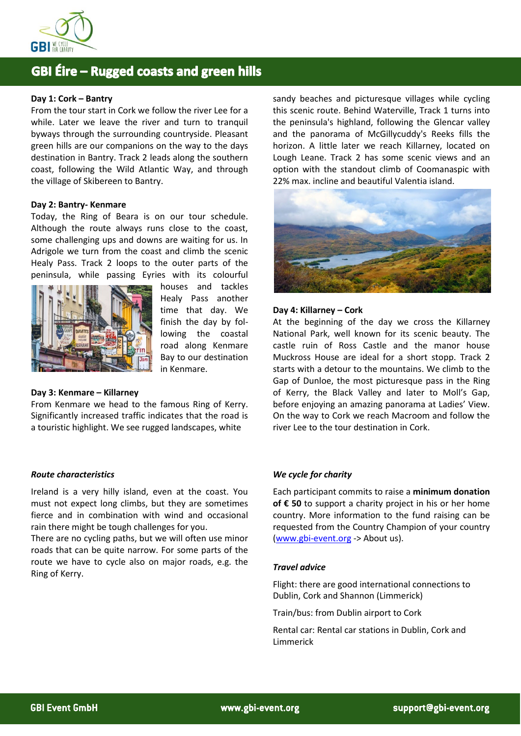# GBI Éire – Rugged coasts and green hills

**Day 1: Cork – Bantry**

From the tour start in Cork we follow the river Lee for a while. Later we leave the river and turn to tranquil byways through the surrounding countryside. Pleasant green hills are our companions on the way to the days destination in Bantry. Track 2 leads along the southern coast, following the Wild Atlantic Way, and through the village of Skibereen to Bantry.

**Day 2: Bantry- Kenmare**

Today, the Ring of Beara is on our tour schedule. Although the route always runs close to the coast, some challenging ups and downs are waiting for us. In Adrigole we turn from the coast and climb the scenic Healy Pass. Track 2 loops to the outer parts of the peninsula, while passing Eyries with its colourful houses and tackles Healy Pass another time that day. We finish the day by following the coastal road along Kenmare Bay to our destination in Kenmare.

**Day 3: Kenmare – Killarney**

From Kenmare we head to the famous Ring of Kerry. Significantly increased traffic indicates that the road is a touristic highlight. We see rugged landscapes, white sandy beaches and picturesque villages while cycling this scenic route. Behind Waterville, Track 1 turns into the peninsula's highland, following the Glencar valley and the panorama of McGillycuddy's Reeks fills the horizon. A little later we reach Killarney, located on Lough Leane. Track 2 has some scenic views and an option with the standout climb of Coomanaspic with 22% max. incline and beautiful Valentia island.

**Day 4: Killarney – Cork**

At the beginning of the day we cross the Killarney National Park, well known for its scenic beauty. The castle ruin of Ross Castle and the manor house Muckross House are ideal for a short stopp. Track 2 starts with a detour to the mountains. We climb to the Gap of Dunloe, the most picturesque pass in the Ring of Kerry, the Black Valley and later to Moll's Gap, before enjoying an amazing panorama at Ladies' View. On the way to Cork we reach Macroom and follow the river Lee to the tour destination in Cork.

***Route characteristics***

Ireland is a very hilly island, even at the coast. You must not expect long climbs, but they are sometimes fierce and in combination with wind and occasional rain there might be tough challenges for you.

There are no cycling paths, but we will often use minor roads that can be quite narrow. For some parts of the route we have to cycle also on major roads, e.g. the Ring of Kerry.

***We cycle for charity***

Each participant commits to raise a **minimum donation of € 50** to support a charity project in his or her home country. More information to the fund raising can be requested from the Country Champion of your country (www.gbi-event.org -> About us).

***Travel advice***

Flight: there are good international connections to Dublin, Cork and Shannon (Limmerick)

Train/bus: from Dublin airport to Cork

Rental car: Rental car stations in Dublin, Cork and Limmerick

GBI Event GmbH www.gbi-event.org support@gbi-event.org